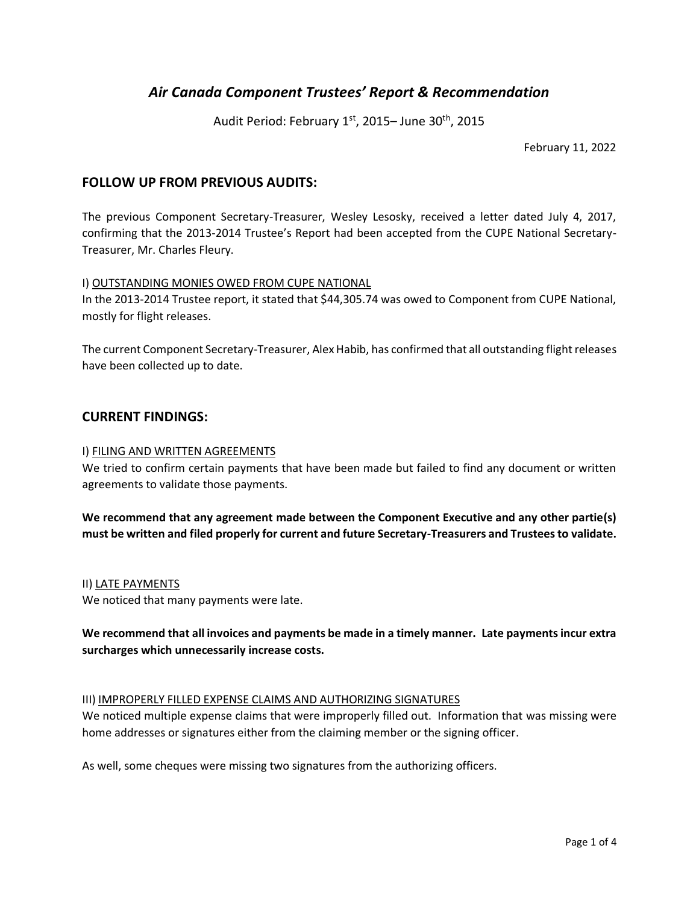# *Air Canada Component Trustees' Report & Recommendation*

Audit Period: February 1st, 2015– June 30th, 2015

February 11, 2022

## FOLLOW UP FROM PREVIOUS AUDITS:

The previous Component Secretary-Treasurer, Wesley Lesosky, received a letter dated July 4, 2017, confirming that the 2013-2014 Trustee's Report had been accepted from the CUPE National Secretary-Treasurer, Mr. Charles Fleury.

I) <u>OUTSTANDING MONIES OWED FROM CUPE NATIONAL</u>

In the 2013-2014 Trustee report, it stated that $44,305.74 was owed to Component from CUPE National, mostly for flight releases.

The current Component Secretary-Treasurer, Alex Habib, has confirmed that all outstanding flight releases have been collected up to date.

## CURRENT FINDINGS:

I) <u>FILING AND WRITTEN AGREEMENTS</u>

We tried to confirm certain payments that have been made but failed to find any document or written agreements to validate those payments.

**We recommend that any agreement made between the Component Executive and any other partie(s) must be written and filed properly for current and future Secretary-Treasurers and Trustees to validate.**

II) <u>LATE PAYMENTS</u>

We noticed that many payments were late.

**We recommend that all invoices and payments be made in a timely manner. Late payments incur extra surcharges which unnecessarily increase costs.**

III) <u>IMPROPERLY FILLED EXPENSE CLAIMS AND AUTHORIZING SIGNATURES</u>

We noticed multiple expense claims that were improperly filled out. Information that was missing were home addresses or signatures either from the claiming member or the signing officer.

As well, some cheques were missing two signatures from the authorizing officers.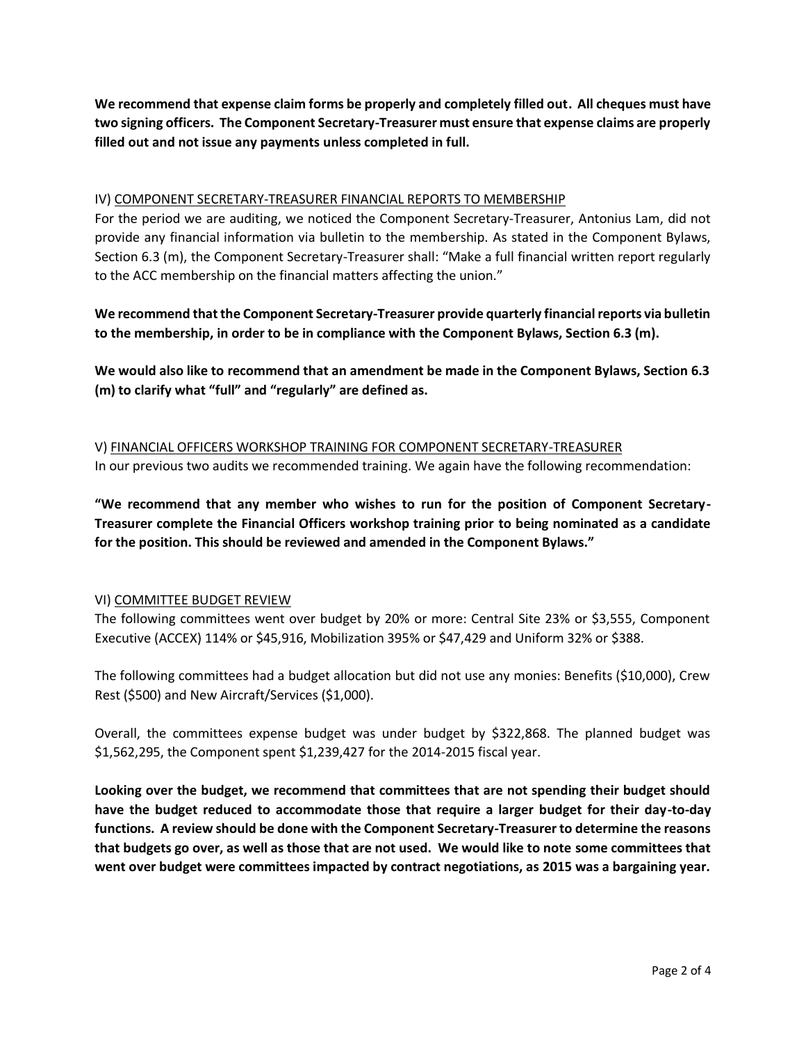**We recommend that expense claim forms be properly and completely filled out. All cheques must have two signing officers. The Component Secretary-Treasurer must ensure that expense claims are properly filled out and not issue any payments unless completed in full.**

IV) COMPONENT SECRETARY-TREASURER FINANCIAL REPORTS TO MEMBERSHIP

For the period we are auditing, we noticed the Component Secretary-Treasurer, Antonius Lam, did not provide any financial information via bulletin to the membership. As stated in the Component Bylaws, Section 6.3 (m), the Component Secretary-Treasurer shall: "Make a full financial written report regularly to the ACC membership on the financial matters affecting the union."

**We recommend that the Component Secretary-Treasurer provide quarterly financial reports via bulletin to the membership, in order to be in compliance with the Component Bylaws, Section 6.3 (m).**

**We would also like to recommend that an amendment be made in the Component Bylaws, Section 6.3 (m) to clarify what "full" and "regularly" are defined as.**

V) FINANCIAL OFFICERS WORKSHOP TRAINING FOR COMPONENT SECRETARY-TREASURER

In our previous two audits we recommended training. We again have the following recommendation:

**"We recommend that any member who wishes to run for the position of Component Secretary-Treasurer complete the Financial Officers workshop training prior to being nominated as a candidate for the position. This should be reviewed and amended in the Component Bylaws."**

VI) COMMITTEE BUDGET REVIEW

The following committees went over budget by 20% or more: Central Site 23% or $3,555, Component Executive (ACCEX) 114% or $45,916, Mobilization 395% or $47,429 and Uniform 32% or $388.

The following committees had a budget allocation but did not use any monies: Benefits ($10,000), Crew Rest ($500) and New Aircraft/Services ($1,000).

Overall, the committees expense budget was under budget by $322,868. The planned budget was $1,562,295, the Component spent $1,239,427 for the 2014-2015 fiscal year.

**Looking over the budget, we recommend that committees that are not spending their budget should have the budget reduced to accommodate those that require a larger budget for their day-to-day functions. A review should be done with the Component Secretary-Treasurer to determine the reasons that budgets go over, as well as those that are not used. We would like to note some committees that went over budget were committees impacted by contract negotiations, as 2015 was a bargaining year.**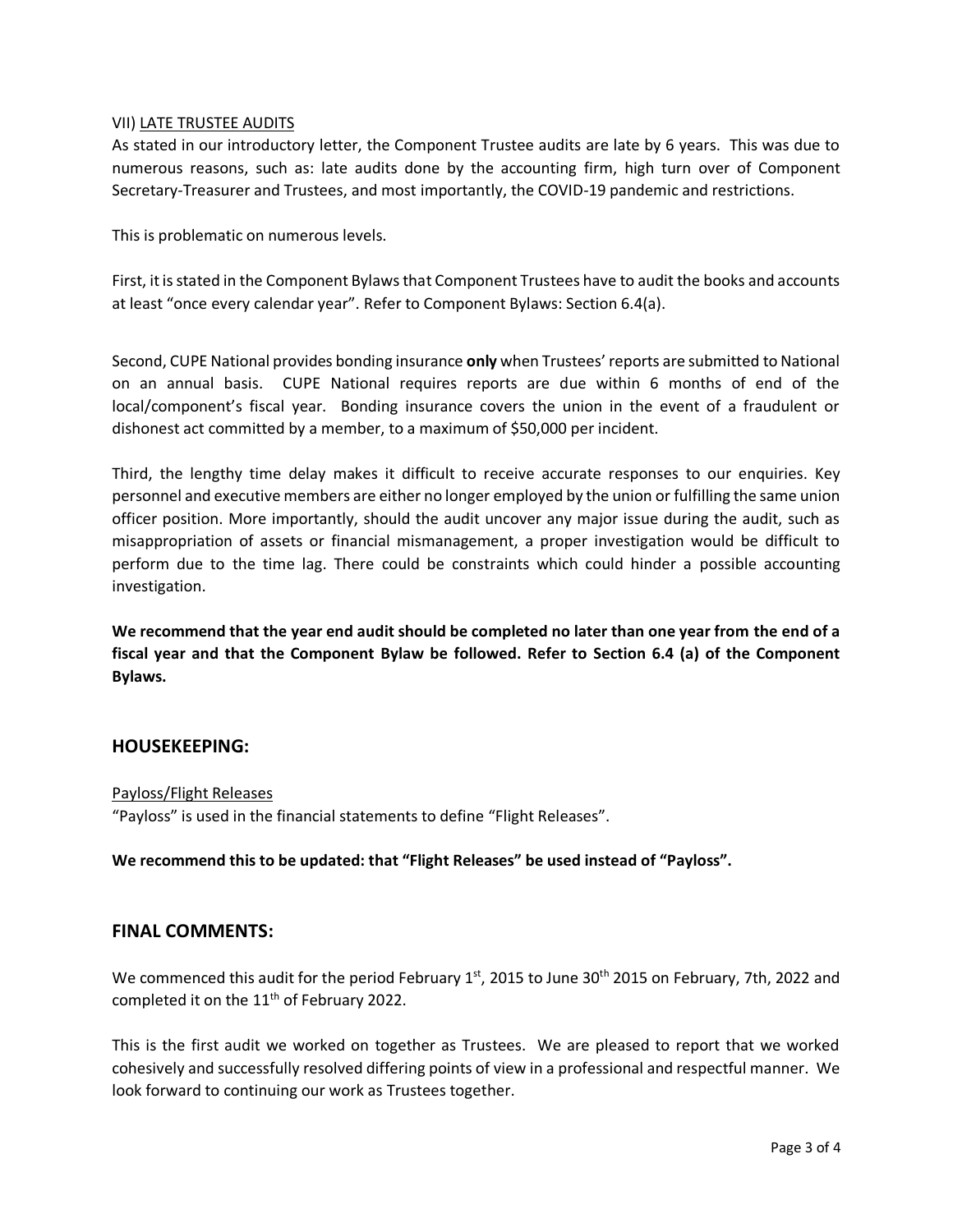VII) LATE TRUSTEE AUDITS

As stated in our introductory letter, the Component Trustee audits are late by 6 years. This was due to numerous reasons, such as: late audits done by the accounting firm, high turn over of Component Secretary-Treasurer and Trustees, and most importantly, the COVID-19 pandemic and restrictions.

This is problematic on numerous levels.

First, it is stated in the Component Bylaws that Component Trustees have to audit the books and accounts at least "once every calendar year". Refer to Component Bylaws: Section 6.4(a).

Second, CUPE National provides bonding insurance **only** when Trustees' reports are submitted to National on an annual basis. CUPE National requires reports are due within 6 months of end of the local/component's fiscal year. Bonding insurance covers the union in the event of a fraudulent or dishonest act committed by a member, to a maximum of $50,000 per incident.

Third, the lengthy time delay makes it difficult to receive accurate responses to our enquiries. Key personnel and executive members are either no longer employed by the union or fulfilling the same union officer position. More importantly, should the audit uncover any major issue during the audit, such as misappropriation of assets or financial mismanagement, a proper investigation would be difficult to perform due to the time lag. There could be constraints which could hinder a possible accounting investigation.

**We recommend that the year end audit should be completed no later than one year from the end of a fiscal year and that the Component Bylaw be followed. Refer to Section 6.4 (a) of the Component Bylaws.**

## HOUSEKEEPING:

Payloss/Flight Releases

"Payloss" is used in the financial statements to define "Flight Releases".

**We recommend this to be updated: that "Flight Releases" be used instead of "Payloss".**

## FINAL COMMENTS:

We commenced this audit for the period February 1st, 2015 to June 30th 2015 on February, 7th, 2022 and completed it on the 11th of February 2022.

This is the first audit we worked on together as Trustees. We are pleased to report that we worked cohesively and successfully resolved differing points of view in a professional and respectful manner. We look forward to continuing our work as Trustees together.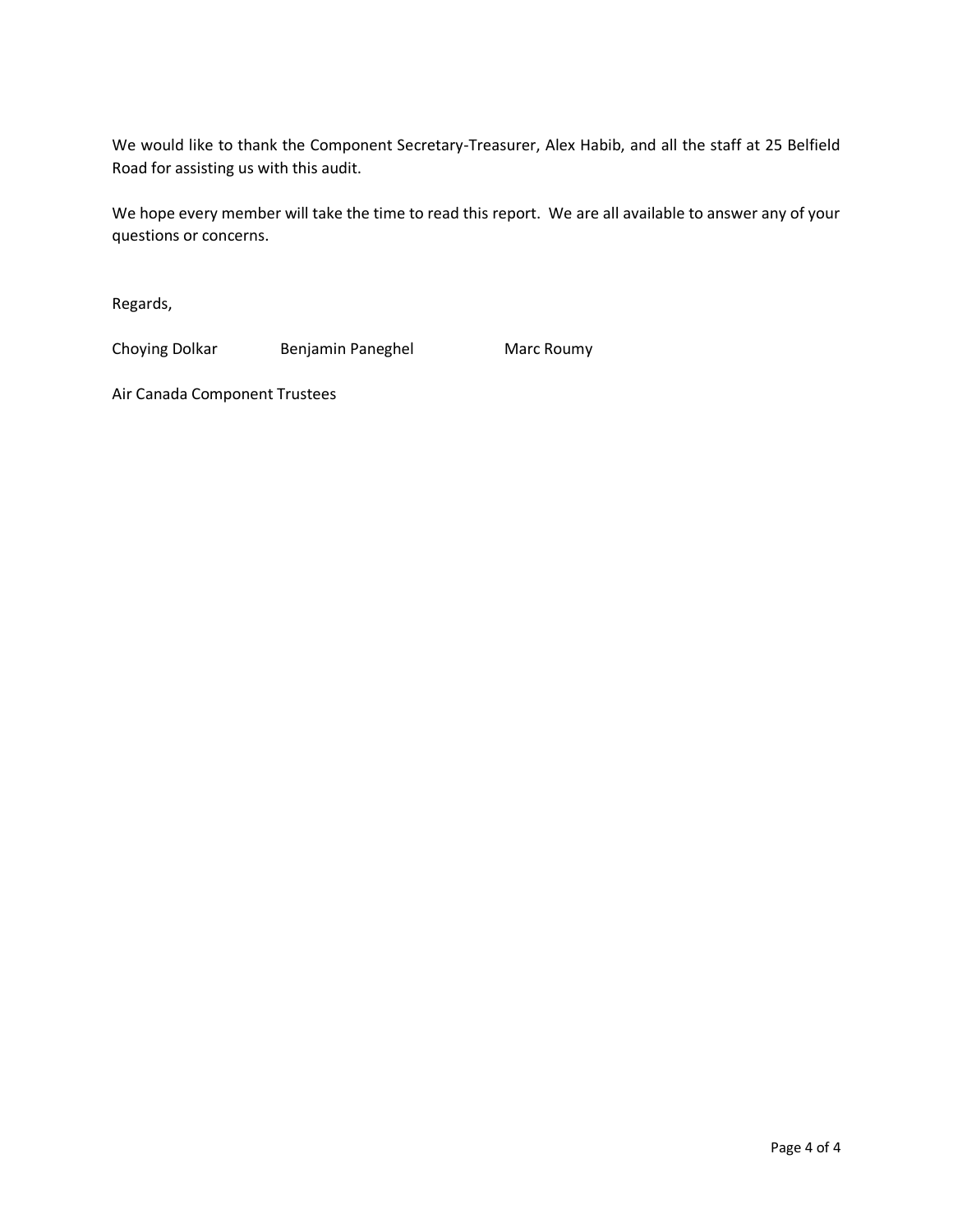We would like to thank the Component Secretary-Treasurer, Alex Habib, and all the staff at 25 Belfield Road for assisting us with this audit.

We hope every member will take the time to read this report. We are all available to answer any of your questions or concerns.

Regards,

Choying Dolkar Benjamin Paneghel Marc Roumy

Air Canada Component Trustees